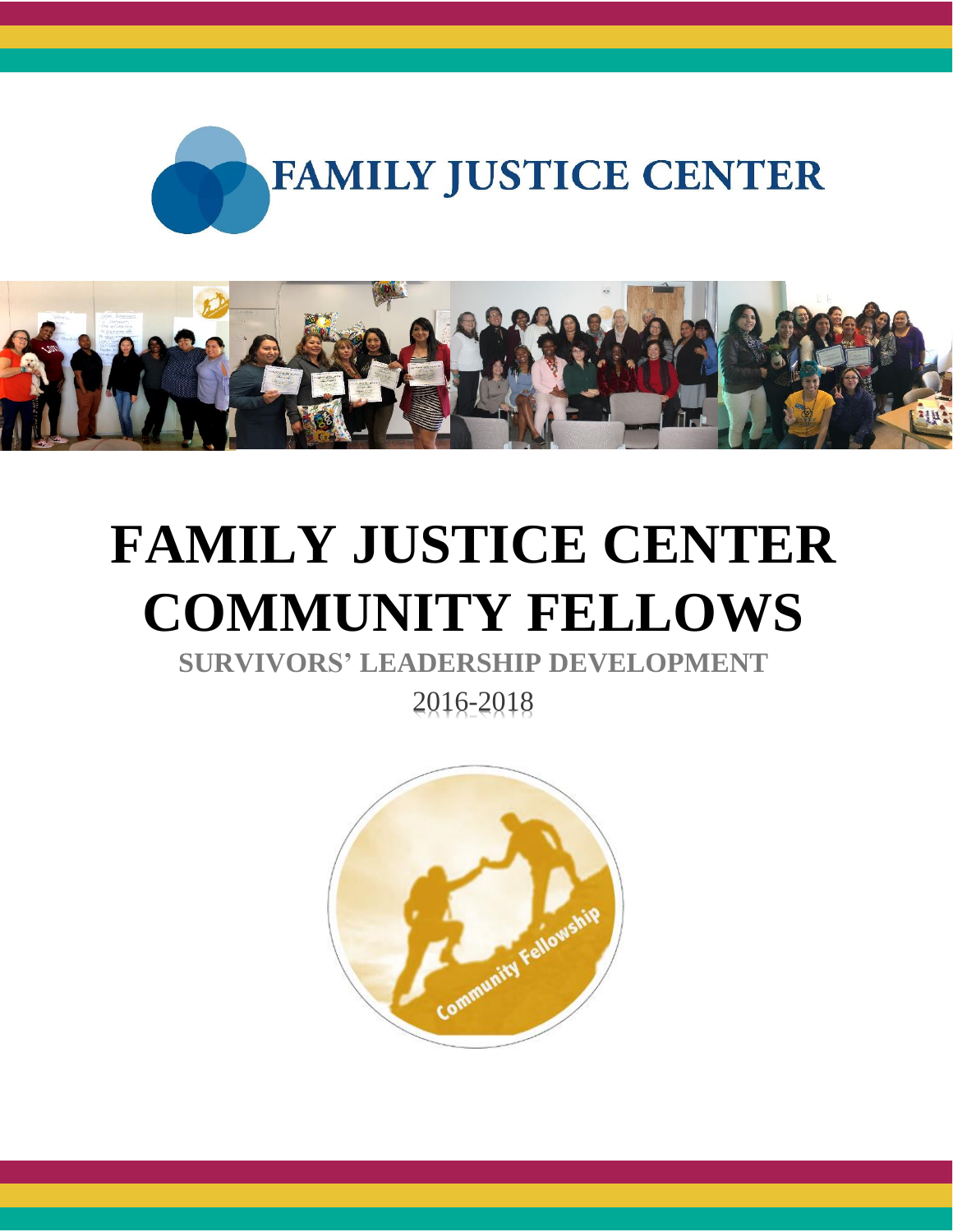FAMILY JUSTICE CENTER

# FAMILY JUSTICE CENTER COMMUNITY FELLOWS

## SURVIVORS' LEADERSHIP DEVELOPMENT

2016-2018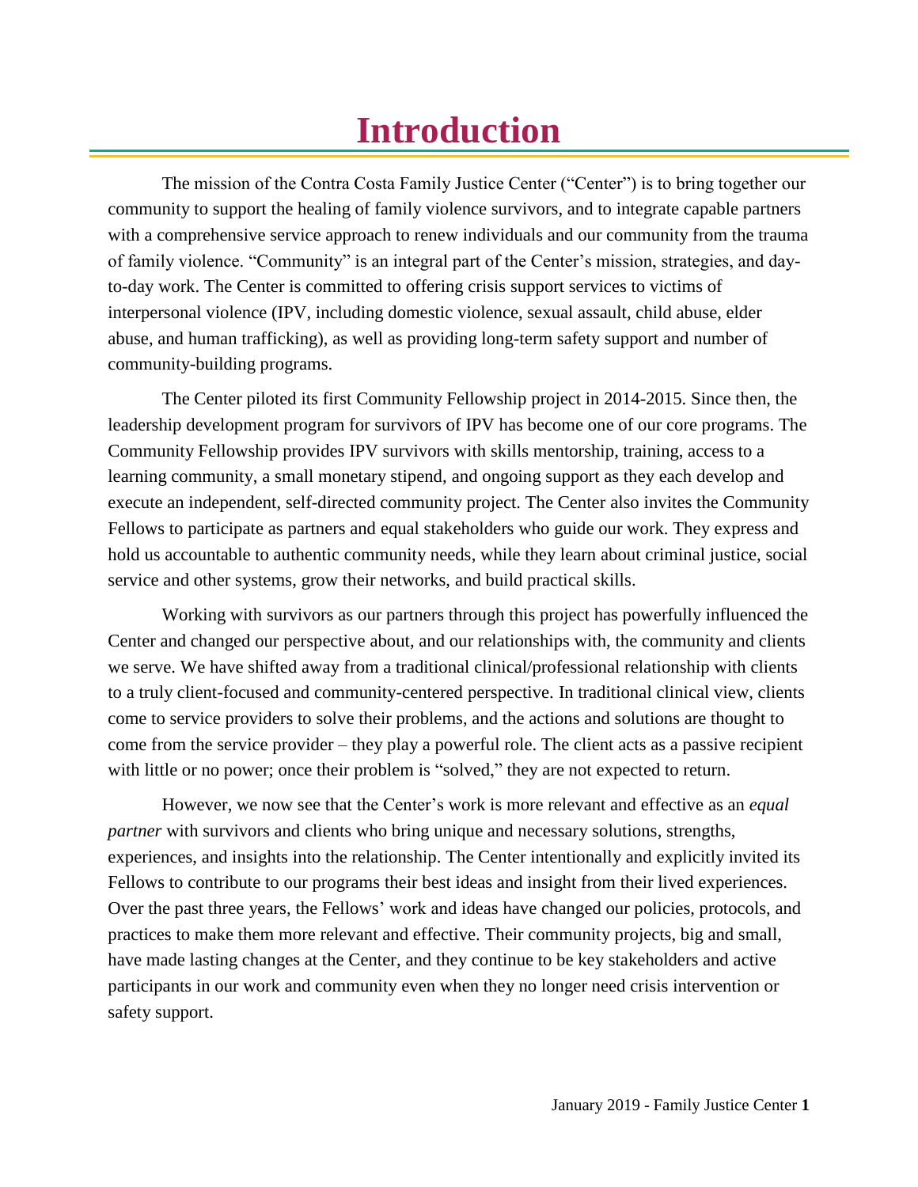# Introduction

The mission of the Contra Costa Family Justice Center ("Center") is to bring together our community to support the healing of family violence survivors, and to integrate capable partners with a comprehensive service approach to renew individuals and our community from the trauma of family violence. "Community" is an integral part of the Center's mission, strategies, and day-to-day work. The Center is committed to offering crisis support services to victims of interpersonal violence (IPV, including domestic violence, sexual assault, child abuse, elder abuse, and human trafficking), as well as providing long-term safety support and number of community-building programs.

The Center piloted its first Community Fellowship project in 2014-2015. Since then, the leadership development program for survivors of IPV has become one of our core programs. The Community Fellowship provides IPV survivors with skills mentorship, training, access to a learning community, a small monetary stipend, and ongoing support as they each develop and execute an independent, self-directed community project. The Center also invites the Community Fellows to participate as partners and equal stakeholders who guide our work. They express and hold us accountable to authentic community needs, while they learn about criminal justice, social service and other systems, grow their networks, and build practical skills.

Working with survivors as our partners through this project has powerfully influenced the Center and changed our perspective about, and our relationships with, the community and clients we serve. We have shifted away from a traditional clinical/professional relationship with clients to a truly client-focused and community-centered perspective. In traditional clinical view, clients come to service providers to solve their problems, and the actions and solutions are thought to come from the service provider – they play a powerful role. The client acts as a passive recipient with little or no power; once their problem is "solved," they are not expected to return.

However, we now see that the Center's work is more relevant and effective as an *equal partner* with survivors and clients who bring unique and necessary solutions, strengths, experiences, and insights into the relationship. The Center intentionally and explicitly invited its Fellows to contribute to our programs their best ideas and insight from their lived experiences. Over the past three years, the Fellows' work and ideas have changed our policies, protocols, and practices to make them more relevant and effective. Their community projects, big and small, have made lasting changes at the Center, and they continue to be key stakeholders and active participants in our work and community even when they no longer need crisis intervention or safety support.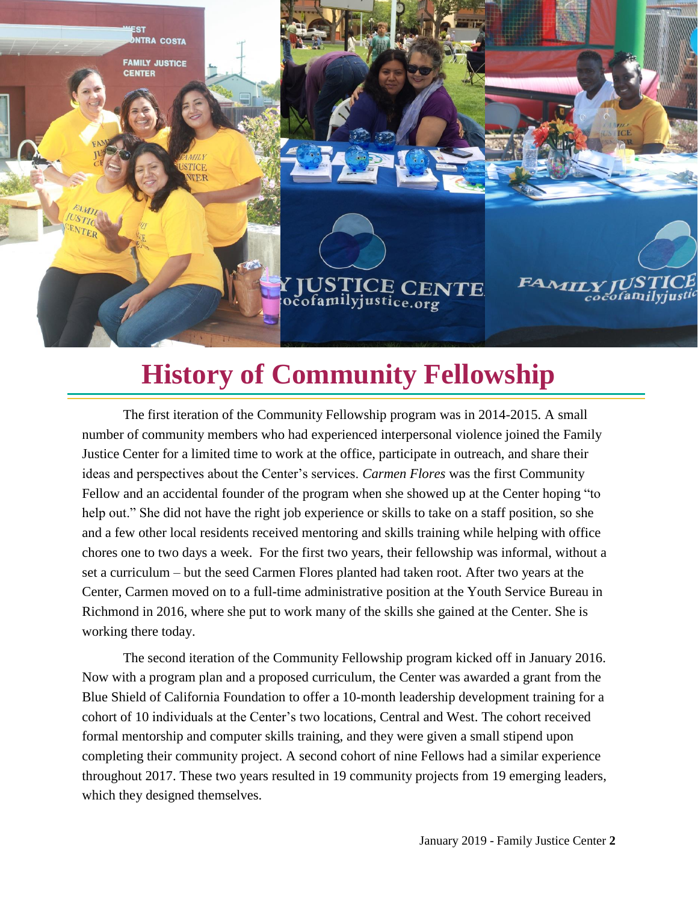# History of Community Fellowship

The first iteration of the Community Fellowship program was in 2014-2015. A small number of community members who had experienced interpersonal violence joined the Family Justice Center for a limited time to work at the office, participate in outreach, and share their ideas and perspectives about the Center's services. *Carmen Flores* was the first Community Fellow and an accidental founder of the program when she showed up at the Center hoping "to help out." She did not have the right job experience or skills to take on a staff position, so she and a few other local residents received mentoring and skills training while helping with office chores one to two days a week. For the first two years, their fellowship was informal, without a set a curriculum – but the seed Carmen Flores planted had taken root. After two years at the Center, Carmen moved on to a full-time administrative position at the Youth Service Bureau in Richmond in 2016, where she put to work many of the skills she gained at the Center. She is working there today.

The second iteration of the Community Fellowship program kicked off in January 2016. Now with a program plan and a proposed curriculum, the Center was awarded a grant from the Blue Shield of California Foundation to offer a 10-month leadership development training for a cohort of 10 individuals at the Center's two locations, Central and West. The cohort received formal mentorship and computer skills training, and they were given a small stipend upon completing their community project. A second cohort of nine Fellows had a similar experience throughout 2017. These two years resulted in 19 community projects from 19 emerging leaders, which they designed themselves.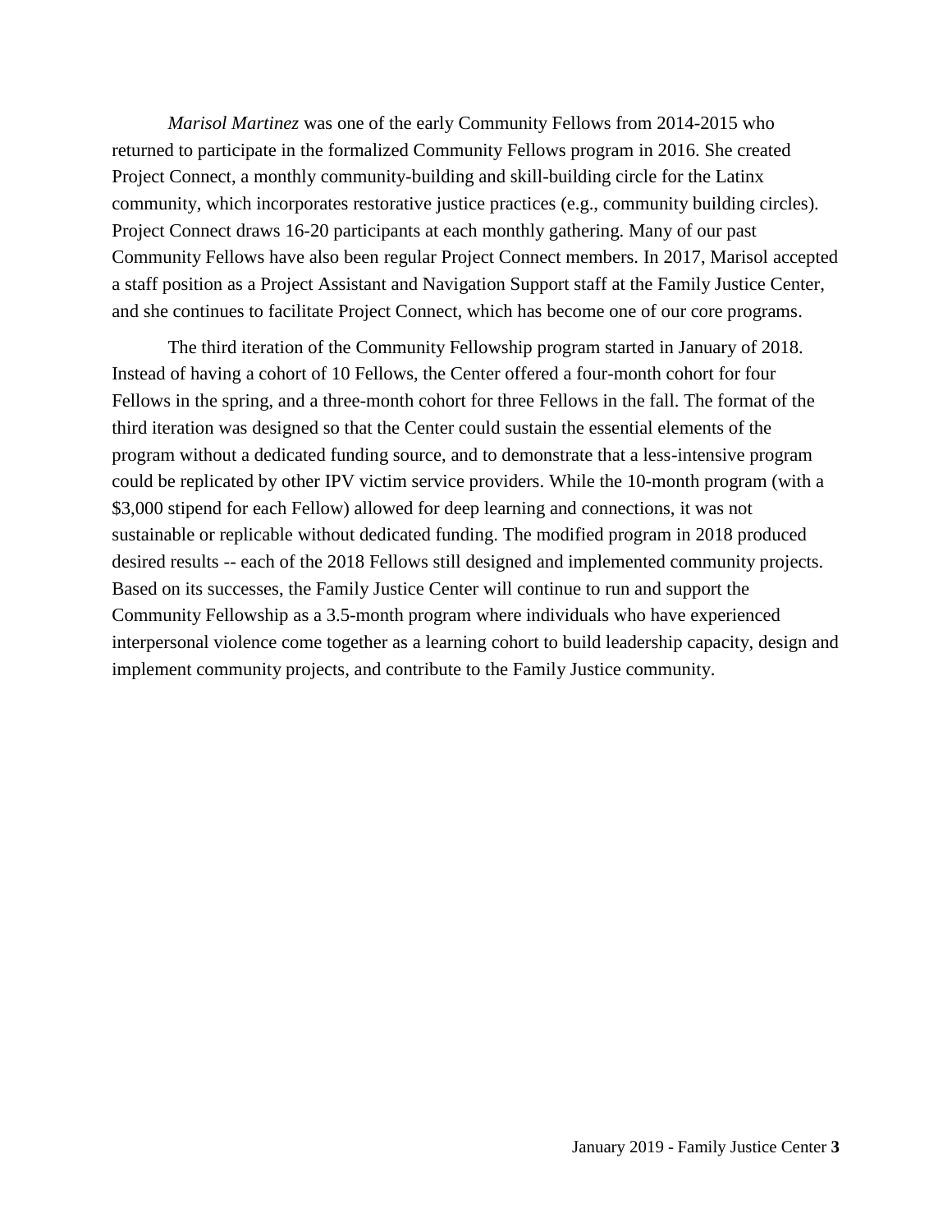*Marisol Martinez* was one of the early Community Fellows from 2014-2015 who returned to participate in the formalized Community Fellows program in 2016. She created Project Connect, a monthly community-building and skill-building circle for the Latinx community, which incorporates restorative justice practices (e.g., community building circles). Project Connect draws 16-20 participants at each monthly gathering. Many of our past Community Fellows have also been regular Project Connect members. In 2017, Marisol accepted a staff position as a Project Assistant and Navigation Support staff at the Family Justice Center, and she continues to facilitate Project Connect, which has become one of our core programs.

The third iteration of the Community Fellowship program started in January of 2018. Instead of having a cohort of 10 Fellows, the Center offered a four-month cohort for four Fellows in the spring, and a three-month cohort for three Fellows in the fall. The format of the third iteration was designed so that the Center could sustain the essential elements of the program without a dedicated funding source, and to demonstrate that a less-intensive program could be replicated by other IPV victim service providers. While the 10-month program (with a $3,000 stipend for each Fellow) allowed for deep learning and connections, it was not sustainable or replicable without dedicated funding. The modified program in 2018 produced desired results -- each of the 2018 Fellows still designed and implemented community projects. Based on its successes, the Family Justice Center will continue to run and support the Community Fellowship as a 3.5-month program where individuals who have experienced interpersonal violence come together as a learning cohort to build leadership capacity, design and implement community projects, and contribute to the Family Justice community.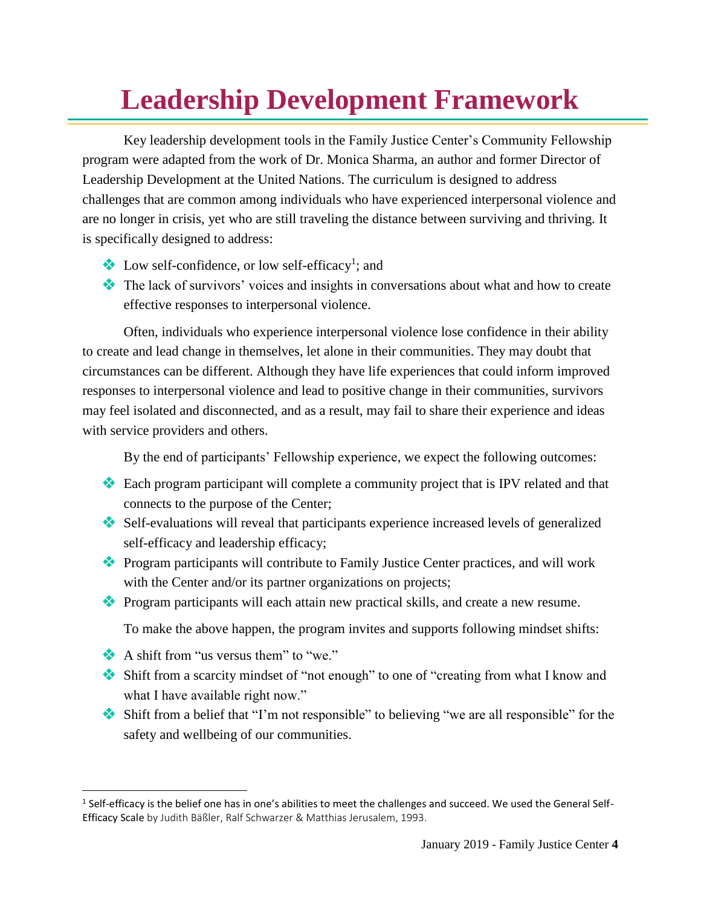# Leadership Development Framework

Key leadership development tools in the Family Justice Center's Community Fellowship program were adapted from the work of Dr. Monica Sharma, an author and former Director of Leadership Development at the United Nations. The curriculum is designed to address challenges that are common among individuals who have experienced interpersonal violence and are no longer in crisis, yet who are still traveling the distance between surviving and thriving. It is specifically designed to address:

- Low self-confidence, or low self-efficacy[1]; and
- The lack of survivors' voices and insights in conversations about what and how to create effective responses to interpersonal violence.

Often, individuals who experience interpersonal violence lose confidence in their ability to create and lead change in themselves, let alone in their communities. They may doubt that circumstances can be different. Although they have life experiences that could inform improved responses to interpersonal violence and lead to positive change in their communities, survivors may feel isolated and disconnected, and as a result, may fail to share their experience and ideas with service providers and others.

By the end of participants' Fellowship experience, we expect the following outcomes:

- Each program participant will complete a community project that is IPV related and that connects to the purpose of the Center;
- Self-evaluations will reveal that participants experience increased levels of generalized self-efficacy and leadership efficacy;
- Program participants will contribute to Family Justice Center practices, and will work with the Center and/or its partner organizations on projects;
- Program participants will each attain new practical skills, and create a new resume.

To make the above happen, the program invites and supports following mindset shifts:

- A shift from "us versus them" to "we."
- Shift from a scarcity mindset of "not enough" to one of "creating from what I know and what I have available right now."
- Shift from a belief that "I'm not responsible" to believing "we are all responsible" for the safety and wellbeing of our communities.

---

[1] Self-efficacy is the belief one has in one's abilities to meet the challenges and succeed. We used the General Self-Efficacy Scale by Judith Bäßler, Ralf Schwarzer & Matthias Jerusalem, 1993.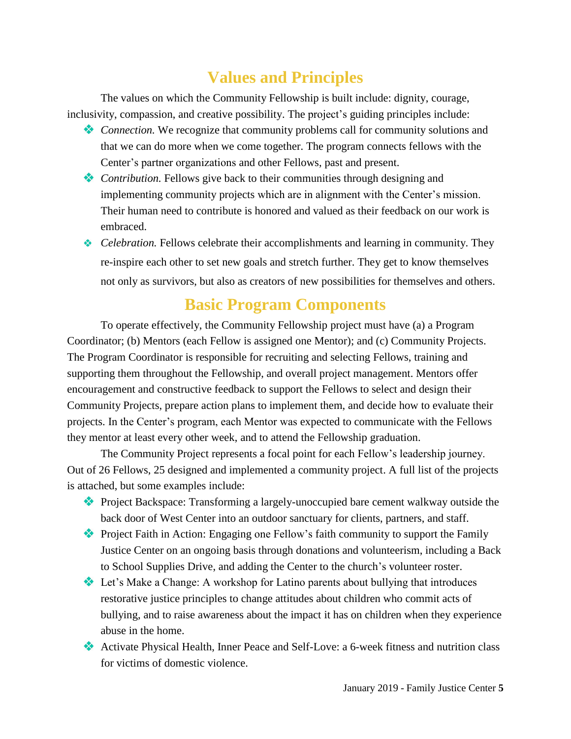## Values and Principles

The values on which the Community Fellowship is built include: dignity, courage, inclusivity, compassion, and creative possibility. The project's guiding principles include:

- *Connection.* We recognize that community problems call for community solutions and that we can do more when we come together. The program connects fellows with the Center's partner organizations and other Fellows, past and present.
- *Contribution.* Fellows give back to their communities through designing and implementing community projects which are in alignment with the Center's mission. Their human need to contribute is honored and valued as their feedback on our work is embraced.
- *Celebration.* Fellows celebrate their accomplishments and learning in community. They re-inspire each other to set new goals and stretch further. They get to know themselves not only as survivors, but also as creators of new possibilities for themselves and others.

## Basic Program Components

To operate effectively, the Community Fellowship project must have (a) a Program Coordinator; (b) Mentors (each Fellow is assigned one Mentor); and (c) Community Projects. The Program Coordinator is responsible for recruiting and selecting Fellows, training and supporting them throughout the Fellowship, and overall project management. Mentors offer encouragement and constructive feedback to support the Fellows to select and design their Community Projects, prepare action plans to implement them, and decide how to evaluate their projects. In the Center's program, each Mentor was expected to communicate with the Fellows they mentor at least every other week, and to attend the Fellowship graduation.

The Community Project represents a focal point for each Fellow's leadership journey. Out of 26 Fellows, 25 designed and implemented a community project. A full list of the projects is attached, but some examples include:

- Project Backspace: Transforming a largely-unoccupied bare cement walkway outside the back door of West Center into an outdoor sanctuary for clients, partners, and staff.
- Project Faith in Action: Engaging one Fellow's faith community to support the Family Justice Center on an ongoing basis through donations and volunteerism, including a Back to School Supplies Drive, and adding the Center to the church's volunteer roster.
- Let's Make a Change: A workshop for Latino parents about bullying that introduces restorative justice principles to change attitudes about children who commit acts of bullying, and to raise awareness about the impact it has on children when they experience abuse in the home.
- Activate Physical Health, Inner Peace and Self-Love: a 6-week fitness and nutrition class for victims of domestic violence.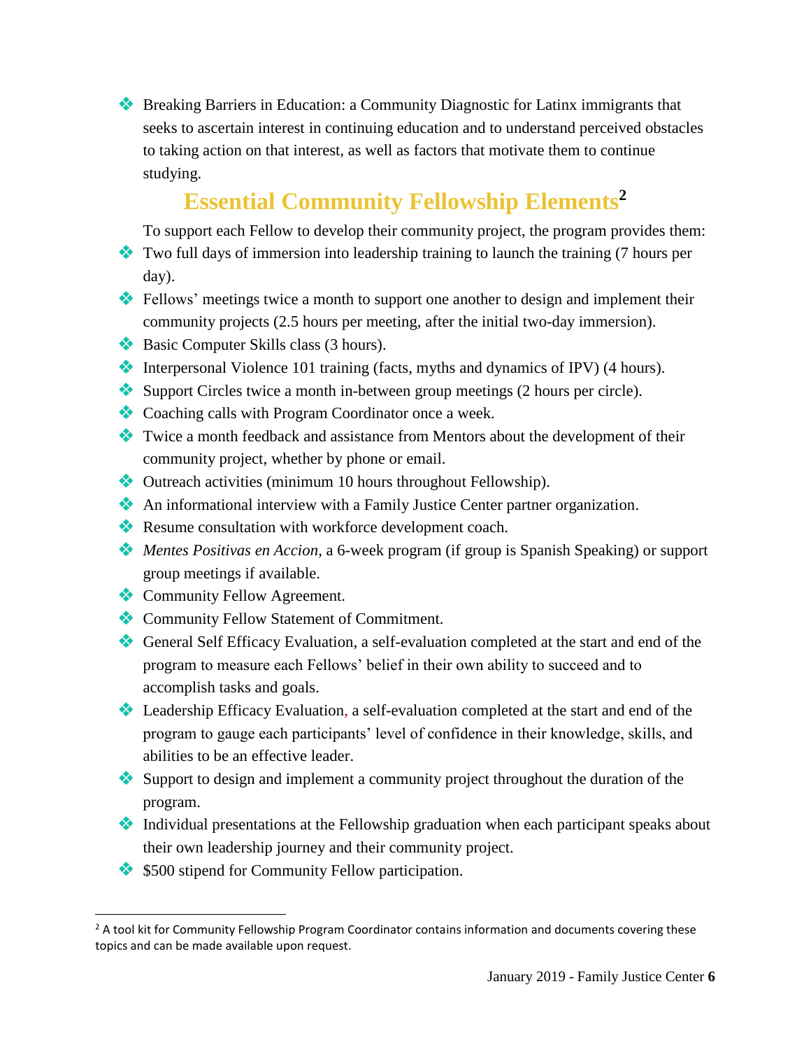- Breaking Barriers in Education: a Community Diagnostic for Latinx immigrants that seeks to ascertain interest in continuing education and to understand perceived obstacles to taking action on that interest, as well as factors that motivate them to continue studying.

## Essential Community Fellowship Elements[2]

To support each Fellow to develop their community project, the program provides them:

- Two full days of immersion into leadership training to launch the training (7 hours per day).
- Fellows' meetings twice a month to support one another to design and implement their community projects (2.5 hours per meeting, after the initial two-day immersion).
- Basic Computer Skills class (3 hours).
- Interpersonal Violence 101 training (facts, myths and dynamics of IPV) (4 hours).
- Support Circles twice a month in-between group meetings (2 hours per circle).
- Coaching calls with Program Coordinator once a week.
- Twice a month feedback and assistance from Mentors about the development of their community project, whether by phone or email.
- Outreach activities (minimum 10 hours throughout Fellowship).
- An informational interview with a Family Justice Center partner organization.
- Resume consultation with workforce development coach.
- *Mentes Positivas en Accion*, a 6-week program (if group is Spanish Speaking) or support group meetings if available.
- Community Fellow Agreement.
- Community Fellow Statement of Commitment.
- General Self Efficacy Evaluation, a self-evaluation completed at the start and end of the program to measure each Fellows' belief in their own ability to succeed and to accomplish tasks and goals.
- Leadership Efficacy Evaluation, a self-evaluation completed at the start and end of the program to gauge each participants' level of confidence in their knowledge, skills, and abilities to be an effective leader.
- Support to design and implement a community project throughout the duration of the program.
- Individual presentations at the Fellowship graduation when each participant speaks about their own leadership journey and their community project.
- $500 stipend for Community Fellow participation.

[2] A tool kit for Community Fellowship Program Coordinator contains information and documents covering these topics and can be made available upon request.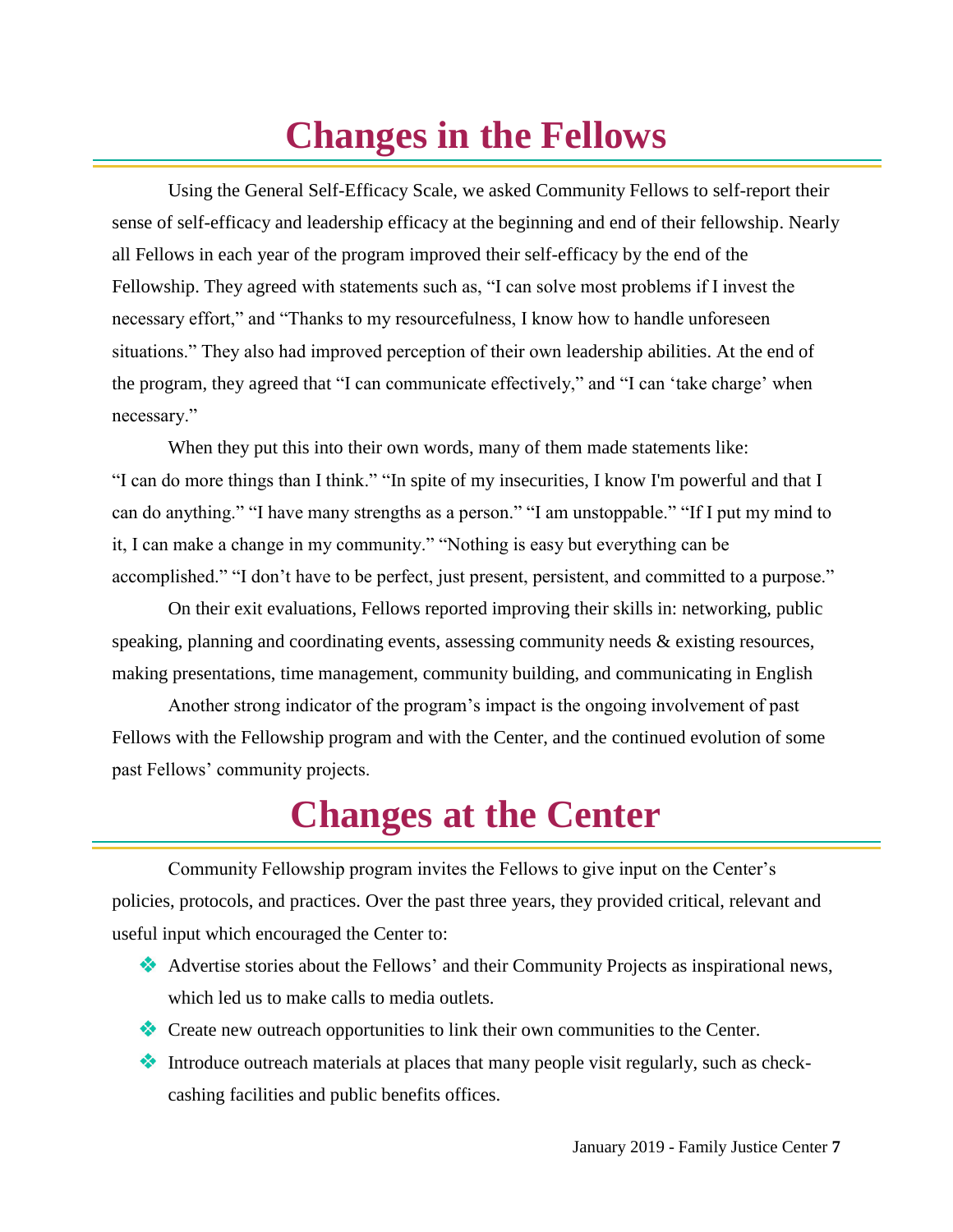# Changes in the Fellows

Using the General Self-Efficacy Scale, we asked Community Fellows to self-report their sense of self-efficacy and leadership efficacy at the beginning and end of their fellowship. Nearly all Fellows in each year of the program improved their self-efficacy by the end of the Fellowship. They agreed with statements such as, "I can solve most problems if I invest the necessary effort," and "Thanks to my resourcefulness, I know how to handle unforeseen situations." They also had improved perception of their own leadership abilities. At the end of the program, they agreed that "I can communicate effectively," and "I can 'take charge' when necessary."

When they put this into their own words, many of them made statements like: "I can do more things than I think." "In spite of my insecurities, I know I'm powerful and that I can do anything." "I have many strengths as a person." "I am unstoppable." "If I put my mind to it, I can make a change in my community." "Nothing is easy but everything can be accomplished." "I don't have to be perfect, just present, persistent, and committed to a purpose."

On their exit evaluations, Fellows reported improving their skills in: networking, public speaking, planning and coordinating events, assessing community needs & existing resources, making presentations, time management, community building, and communicating in English

Another strong indicator of the program's impact is the ongoing involvement of past Fellows with the Fellowship program and with the Center, and the continued evolution of some past Fellows' community projects.

# Changes at the Center

Community Fellowship program invites the Fellows to give input on the Center's policies, protocols, and practices. Over the past three years, they provided critical, relevant and useful input which encouraged the Center to:

- Advertise stories about the Fellows' and their Community Projects as inspirational news, which led us to make calls to media outlets.
- Create new outreach opportunities to link their own communities to the Center.
- Introduce outreach materials at places that many people visit regularly, such as check-cashing facilities and public benefits offices.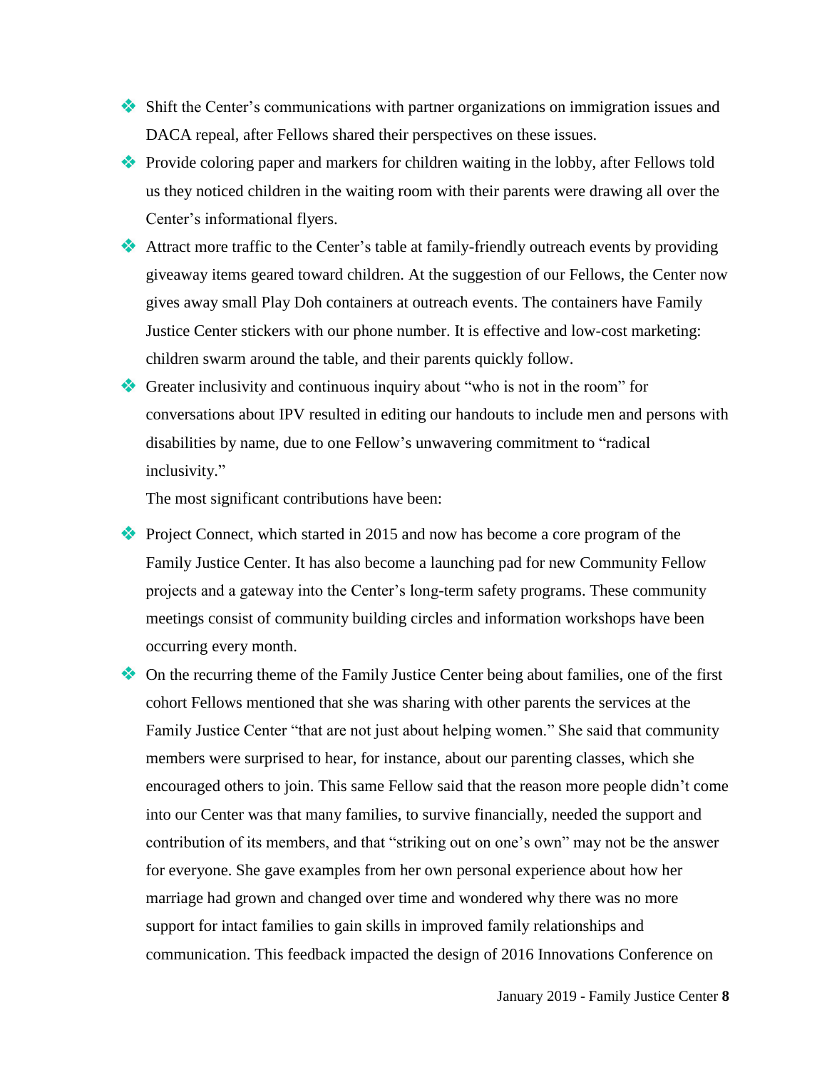- Shift the Center's communications with partner organizations on immigration issues and DACA repeal, after Fellows shared their perspectives on these issues.
- Provide coloring paper and markers for children waiting in the lobby, after Fellows told us they noticed children in the waiting room with their parents were drawing all over the Center's informational flyers.
- Attract more traffic to the Center's table at family-friendly outreach events by providing giveaway items geared toward children. At the suggestion of our Fellows, the Center now gives away small Play Doh containers at outreach events. The containers have Family Justice Center stickers with our phone number. It is effective and low-cost marketing: children swarm around the table, and their parents quickly follow.
- Greater inclusivity and continuous inquiry about "who is not in the room" for conversations about IPV resulted in editing our handouts to include men and persons with disabilities by name, due to one Fellow's unwavering commitment to "radical inclusivity."

  The most significant contributions have been:

- Project Connect, which started in 2015 and now has become a core program of the Family Justice Center. It has also become a launching pad for new Community Fellow projects and a gateway into the Center's long-term safety programs. These community meetings consist of community building circles and information workshops have been occurring every month.
- On the recurring theme of the Family Justice Center being about families, one of the first cohort Fellows mentioned that she was sharing with other parents the services at the Family Justice Center "that are not just about helping women." She said that community members were surprised to hear, for instance, about our parenting classes, which she encouraged others to join. This same Fellow said that the reason more people didn't come into our Center was that many families, to survive financially, needed the support and contribution of its members, and that "striking out on one's own" may not be the answer for everyone. She gave examples from her own personal experience about how her marriage had grown and changed over time and wondered why there was no more support for intact families to gain skills in improved family relationships and communication. This feedback impacted the design of 2016 Innovations Conference on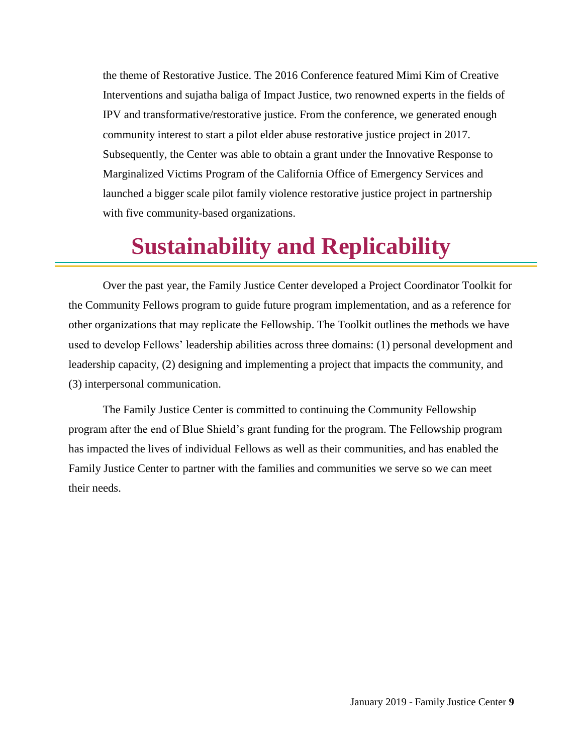the theme of Restorative Justice. The 2016 Conference featured Mimi Kim of Creative Interventions and sujatha baliga of Impact Justice, two renowned experts in the fields of IPV and transformative/restorative justice. From the conference, we generated enough community interest to start a pilot elder abuse restorative justice project in 2017. Subsequently, the Center was able to obtain a grant under the Innovative Response to Marginalized Victims Program of the California Office of Emergency Services and launched a bigger scale pilot family violence restorative justice project in partnership with five community-based organizations.

# Sustainability and Replicability

Over the past year, the Family Justice Center developed a Project Coordinator Toolkit for the Community Fellows program to guide future program implementation, and as a reference for other organizations that may replicate the Fellowship. The Toolkit outlines the methods we have used to develop Fellows' leadership abilities across three domains: (1) personal development and leadership capacity, (2) designing and implementing a project that impacts the community, and (3) interpersonal communication.

The Family Justice Center is committed to continuing the Community Fellowship program after the end of Blue Shield's grant funding for the program. The Fellowship program has impacted the lives of individual Fellows as well as their communities, and has enabled the Family Justice Center to partner with the families and communities we serve so we can meet their needs.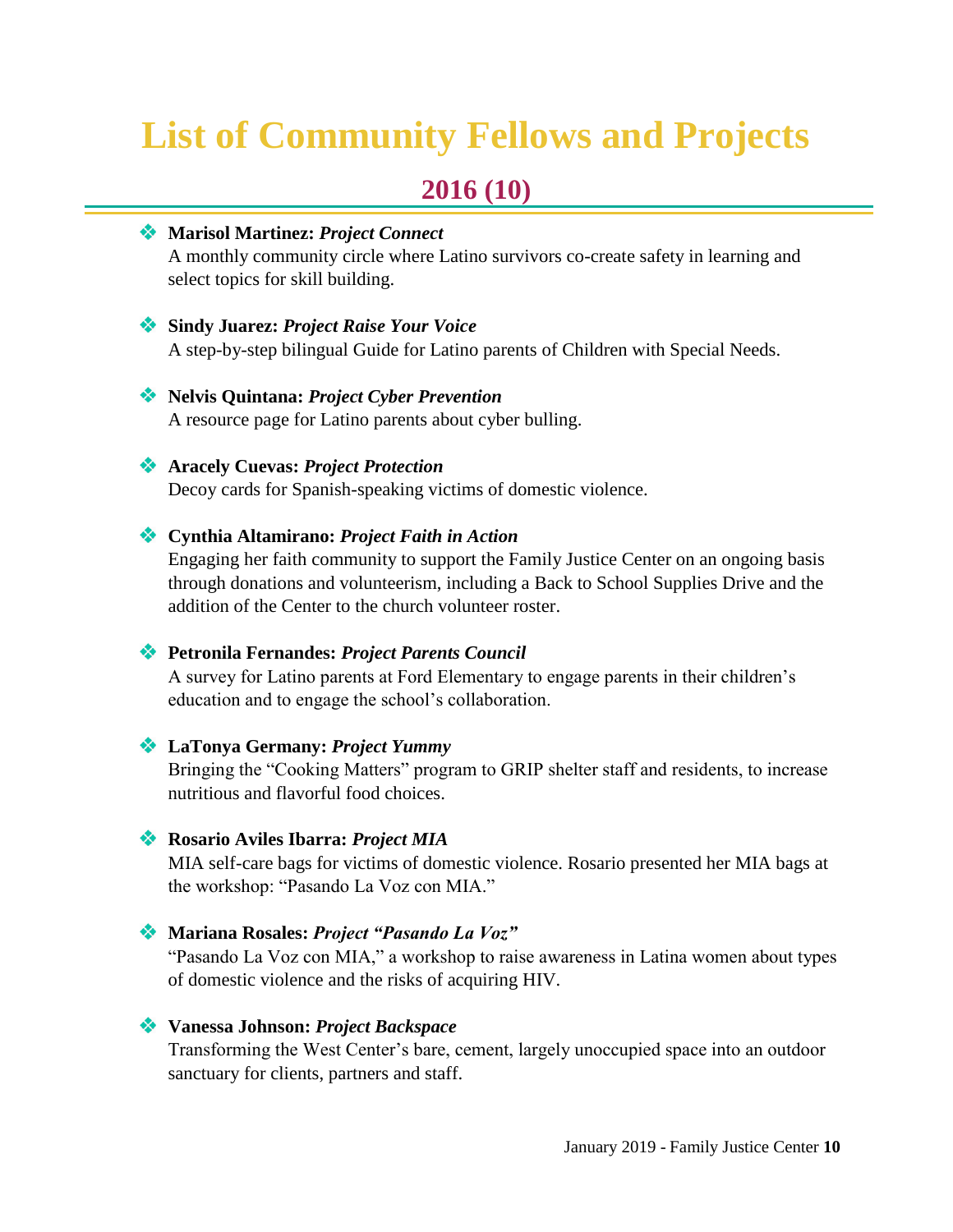# List of Community Fellows and Projects

## 2016 (10)

- **Marisol Martinez:** ***Project Connect***
  A monthly community circle where Latino survivors co-create safety in learning and select topics for skill building.

- **Sindy Juarez:** ***Project Raise Your Voice***
  A step-by-step bilingual Guide for Latino parents of Children with Special Needs.

- **Nelvis Quintana:** ***Project Cyber Prevention***
  A resource page for Latino parents about cyber bulling.

- **Aracely Cuevas:** ***Project Protection***
  Decoy cards for Spanish-speaking victims of domestic violence.

- **Cynthia Altamirano:** ***Project Faith in Action***
  Engaging her faith community to support the Family Justice Center on an ongoing basis through donations and volunteerism, including a Back to School Supplies Drive and the addition of the Center to the church volunteer roster.

- **Petronila Fernandes:** ***Project Parents Council***
  A survey for Latino parents at Ford Elementary to engage parents in their children's education and to engage the school's collaboration.

- **LaTonya Germany:** ***Project Yummy***
  Bringing the "Cooking Matters" program to GRIP shelter staff and residents, to increase nutritious and flavorful food choices.

- **Rosario Aviles Ibarra:** ***Project MIA***
  MIA self-care bags for victims of domestic violence. Rosario presented her MIA bags at the workshop: "Pasando La Voz con MIA."

- **Mariana Rosales:** ***Project "Pasando La Voz"***
  "Pasando La Voz con MIA," a workshop to raise awareness in Latina women about types of domestic violence and the risks of acquiring HIV.

- **Vanessa Johnson:** ***Project Backspace***
  Transforming the West Center's bare, cement, largely unoccupied space into an outdoor sanctuary for clients, partners and staff.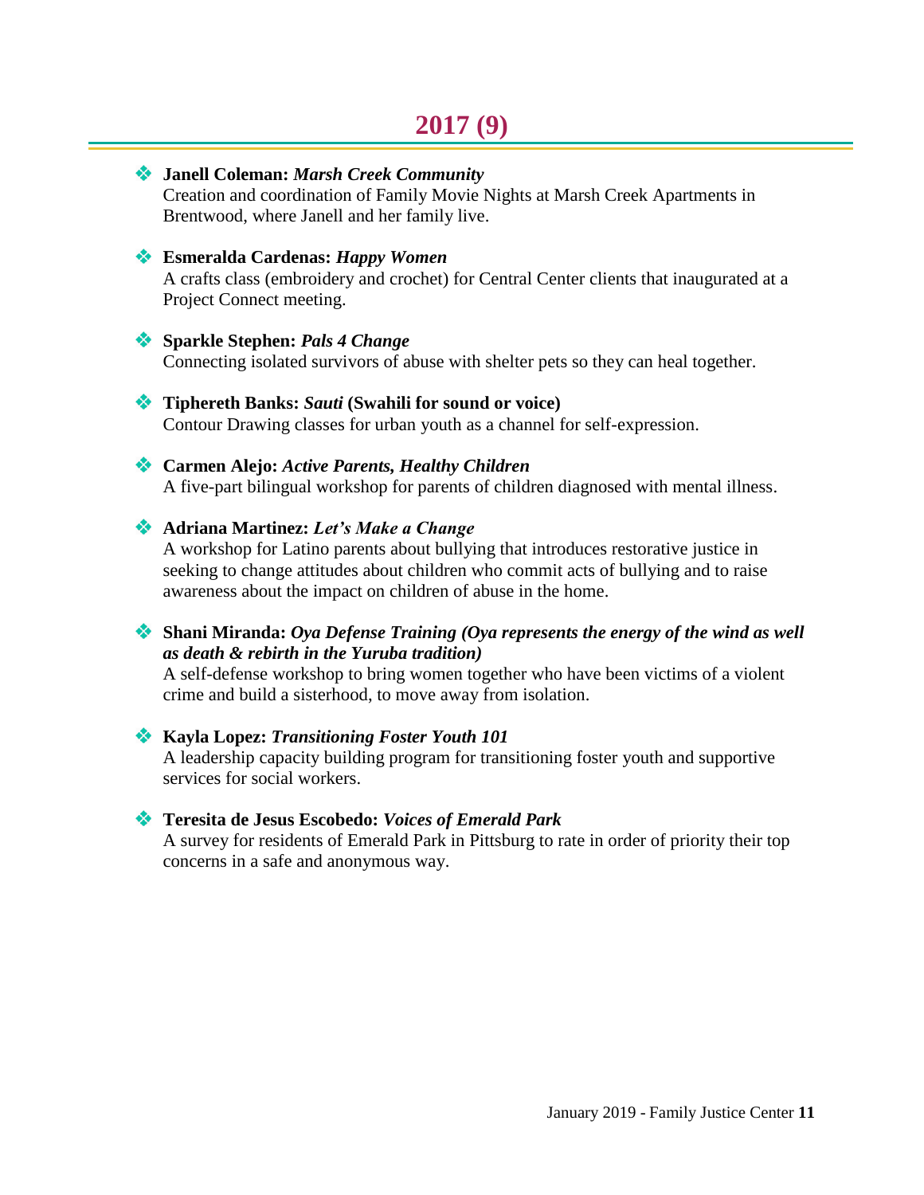## 2017 (9)

- **Janell Coleman: *Marsh Creek Community***
  Creation and coordination of Family Movie Nights at Marsh Creek Apartments in Brentwood, where Janell and her family live.

- **Esmeralda Cardenas: *Happy Women***
  A crafts class (embroidery and crochet) for Central Center clients that inaugurated at a Project Connect meeting.

- **Sparkle Stephen: *Pals 4 Change***
  Connecting isolated survivors of abuse with shelter pets so they can heal together.

- **Tiphereth Banks: *Sauti* (Swahili for sound or voice)**
  Contour Drawing classes for urban youth as a channel for self-expression.

- **Carmen Alejo: *Active Parents, Healthy Children***
  A five-part bilingual workshop for parents of children diagnosed with mental illness.

- **Adriana Martinez: *Let's Make a Change***
  A workshop for Latino parents about bullying that introduces restorative justice in seeking to change attitudes about children who commit acts of bullying and to raise awareness about the impact on children of abuse in the home.

- **Shani Miranda: *Oya Defense Training (Oya represents the energy of the wind as well as death & rebirth in the Yuruba tradition)***
  A self-defense workshop to bring women together who have been victims of a violent crime and build a sisterhood, to move away from isolation.

- **Kayla Lopez: *Transitioning Foster Youth 101***
  A leadership capacity building program for transitioning foster youth and supportive services for social workers.

- **Teresita de Jesus Escobedo: *Voices of Emerald Park***
  A survey for residents of Emerald Park in Pittsburg to rate in order of priority their top concerns in a safe and anonymous way.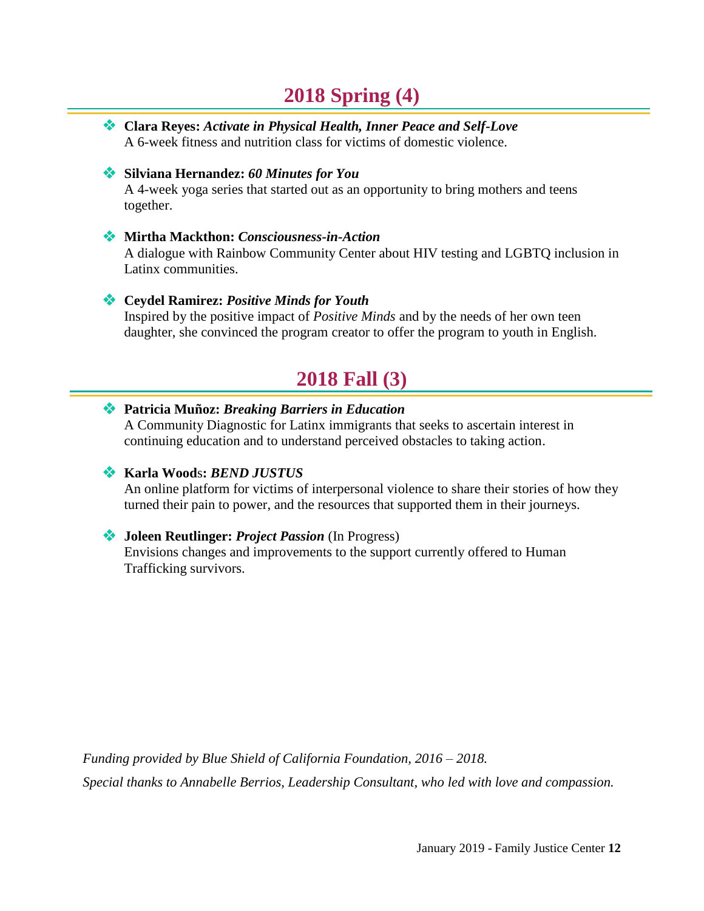## 2018 Spring (4)

- **Clara Reyes:** ***Activate in Physical Health, Inner Peace and Self-Love***
  A 6-week fitness and nutrition class for victims of domestic violence.

- **Silviana Hernandez:** ***60 Minutes for You***
  A 4-week yoga series that started out as an opportunity to bring mothers and teens together.

- **Mirtha Mackthon:** ***Consciousness-in-Action***
  A dialogue with Rainbow Community Center about HIV testing and LGBTQ inclusion in Latinx communities.

- **Ceydel Ramirez:** ***Positive Minds for Youth***
  Inspired by the positive impact of *Positive Minds* and by the needs of her own teen daughter, she convinced the program creator to offer the program to youth in English.

## 2018 Fall (3)

- **Patricia Muñoz:** ***Breaking Barriers in Education***
  A Community Diagnostic for Latinx immigrants that seeks to ascertain interest in continuing education and to understand perceived obstacles to taking action.

- **Karla Woods:** ***BEND JUSTUS***
  An online platform for victims of interpersonal violence to share their stories of how they turned their pain to power, and the resources that supported them in their journeys.

- **Joleen Reutlinger:** ***Project Passion*** (In Progress)
  Envisions changes and improvements to the support currently offered to Human Trafficking survivors.

*Funding provided by Blue Shield of California Foundation, 2016 – 2018.*

*Special thanks to Annabelle Berrios, Leadership Consultant, who led with love and compassion.*